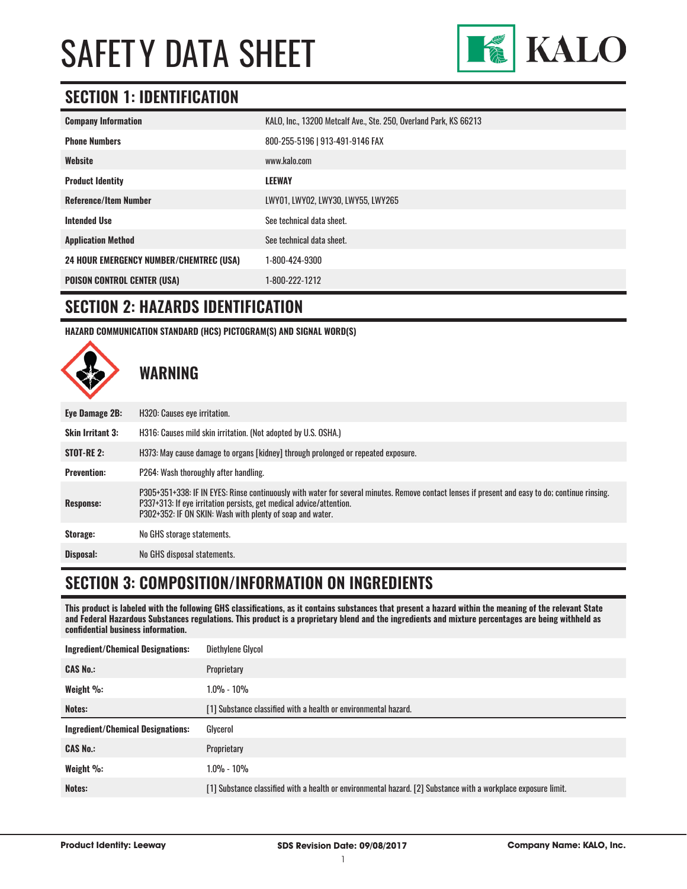# SAFETY DATA SHEET

KALO

## SECTION 1: IDENTIFICATION

| | |
|---|---|
| **Company Information** | KALO, Inc., 13200 Metcalf Ave., Ste. 250, Overland Park, KS 66213 |
| **Phone Numbers** | 800-255-5196 \| 913-491-9146 FAX |
| **Website** | www.kalo.com |
| **Product Identity** | **LEEWAY** |
| **Reference/Item Number** | LWY01, LWY02, LWY30, LWY55, LWY265 |
| **Intended Use** | See technical data sheet. |
| **Application Method** | See technical data sheet. |
| **24 HOUR EMERGENCY NUMBER/CHEMTREC (USA)** | 1-800-424-9300 |
| **POISON CONTROL CENTER (USA)** | 1-800-222-1212 |

## SECTION 2: HAZARDS IDENTIFICATION

**HAZARD COMMUNICATION STANDARD (HCS) PICTOGRAM(S) AND SIGNAL WORD(S)**

**WARNING**

| | |
|---|---|
| **Eye Damage 2B:** | H320: Causes eye irritation. |
| **Skin Irritant 3:** | H316: Causes mild skin irritation. (Not adopted by U.S. OSHA.) |
| **STOT-RE 2:** | H373: May cause damage to organs [kidney] through prolonged or repeated exposure. |
| **Prevention:** | P264: Wash thoroughly after handling. |
| **Response:** | P305+351+338: IF IN EYES: Rinse continuously with water for several minutes. Remove contact lenses if present and easy to do; continue rinsing. P337+313: If eye irritation persists, get medical advice/attention. P302+352: IF ON SKIN: Wash with plenty of soap and water. |
| **Storage:** | No GHS storage statements. |
| **Disposal:** | No GHS disposal statements. |

## SECTION 3: COMPOSITION/INFORMATION ON INGREDIENTS

**This product is labeled with the following GHS classifications, as it contains substances that present a hazard within the meaning of the relevant State and Federal Hazardous Substances regulations. This product is a proprietary blend and the ingredients and mixture percentages are being withheld as confidential business information.**

| | |
|---|---|
| **Ingredient/Chemical Designations:** | Diethylene Glycol |
| **CAS No.:** | Proprietary |
| **Weight %:** | 1.0% - 10% |
| **Notes:** | [1] Substance classified with a health or environmental hazard. |

| | |
|---|---|
| **Ingredient/Chemical Designations:** | Glycerol |
| **CAS No.:** | Proprietary |
| **Weight %:** | 1.0% - 10% |
| **Notes:** | [1] Substance classified with a health or environmental hazard. [2] Substance with a workplace exposure limit. |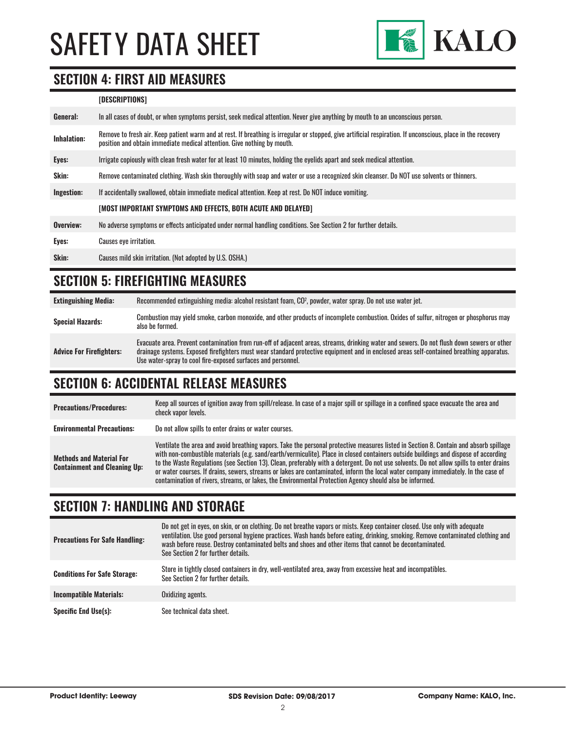## SECTION 4: FIRST AID MEASURES

| | [DESCRIPTIONS] |
|---|---|
| **General:** | In all cases of doubt, or when symptoms persist, seek medical attention. Never give anything by mouth to an unconscious person. |
| **Inhalation:** | Remove to fresh air. Keep patient warm and at rest. If breathing is irregular or stopped, give artificial respiration. If unconscious, place in the recovery position and obtain immediate medical attention. Give nothing by mouth. |
| **Eyes:** | Irrigate copiously with clean fresh water for at least 10 minutes, holding the eyelids apart and seek medical attention. |
| **Skin:** | Remove contaminated clothing. Wash skin thoroughly with soap and water or use a recognized skin cleanser. Do NOT use solvents or thinners. |
| **Ingestion:** | If accidentally swallowed, obtain immediate medical attention. Keep at rest. Do NOT induce vomiting. |
| | **[MOST IMPORTANT SYMPTOMS AND EFFECTS, BOTH ACUTE AND DELAYED]** |
| **Overview:** | No adverse symptoms or effects anticipated under normal handling conditions. See Section 2 for further details. |
| **Eyes:** | Causes eye irritation. |
| **Skin:** | Causes mild skin irritation. (Not adopted by U.S. OSHA.) |

## SECTION 5: FIREFIGHTING MEASURES

| | |
|---|---|
| **Extinguishing Media:** | Recommended extinguishing media: alcohol resistant foam, $CO^2$, powder, water spray. Do not use water jet. |
| **Special Hazards:** | Combustion may yield smoke, carbon monoxide, and other products of incomplete combustion. Oxides of sulfur, nitrogen or phosphorus may also be formed. |
| **Advice For Firefighters:** | Evacuate area. Prevent contamination from run-off of adjacent areas, streams, drinking water and sewers. Do not flush down sewers or other drainage systems. Exposed firefighters must wear standard protective equipment and in enclosed areas self-contained breathing apparatus. Use water-spray to cool fire-exposed surfaces and personnel. |

## SECTION 6: ACCIDENTAL RELEASE MEASURES

| | |
|---|---|
| **Precautions/Procedures:** | Keep all sources of ignition away from spill/release. In case of a major spill or spillage in a confined space evacuate the area and check vapor levels. |
| **Environmental Precautions:** | Do not allow spills to enter drains or water courses. |
| **Methods and Material For Containment and Cleaning Up:** | Ventilate the area and avoid breathing vapors. Take the personal protective measures listed in Section 8. Contain and absorb spillage with non-combustible materials (e.g. sand/earth/vermiculite). Place in closed containers outside buildings and dispose of according to the Waste Regulations (see Section 13). Clean, preferably with a detergent. Do not use solvents. Do not allow spills to enter drains or water courses. If drains, sewers, streams or lakes are contaminated, inform the local water company immediately. In the case of contamination of rivers, streams, or lakes, the Environmental Protection Agency should also be informed. |

## SECTION 7: HANDLING AND STORAGE

| | |
|---|---|
| **Precautions For Safe Handling:** | Do not get in eyes, on skin, or on clothing. Do not breathe vapors or mists. Keep container closed. Use only with adequate ventilation. Use good personal hygiene practices. Wash hands before eating, drinking, smoking. Remove contaminated clothing and wash before reuse. Destroy contaminated belts and shoes and other items that cannot be decontaminated. See Section 2 for further details. |
| **Conditions For Safe Storage:** | Store in tightly closed containers in dry, well-ventilated area, away from excessive heat and incompatibles. See Section 2 for further details. |
| **Incompatible Materials:** | Oxidizing agents. |
| **Specific End Use(s):** | See technical data sheet. |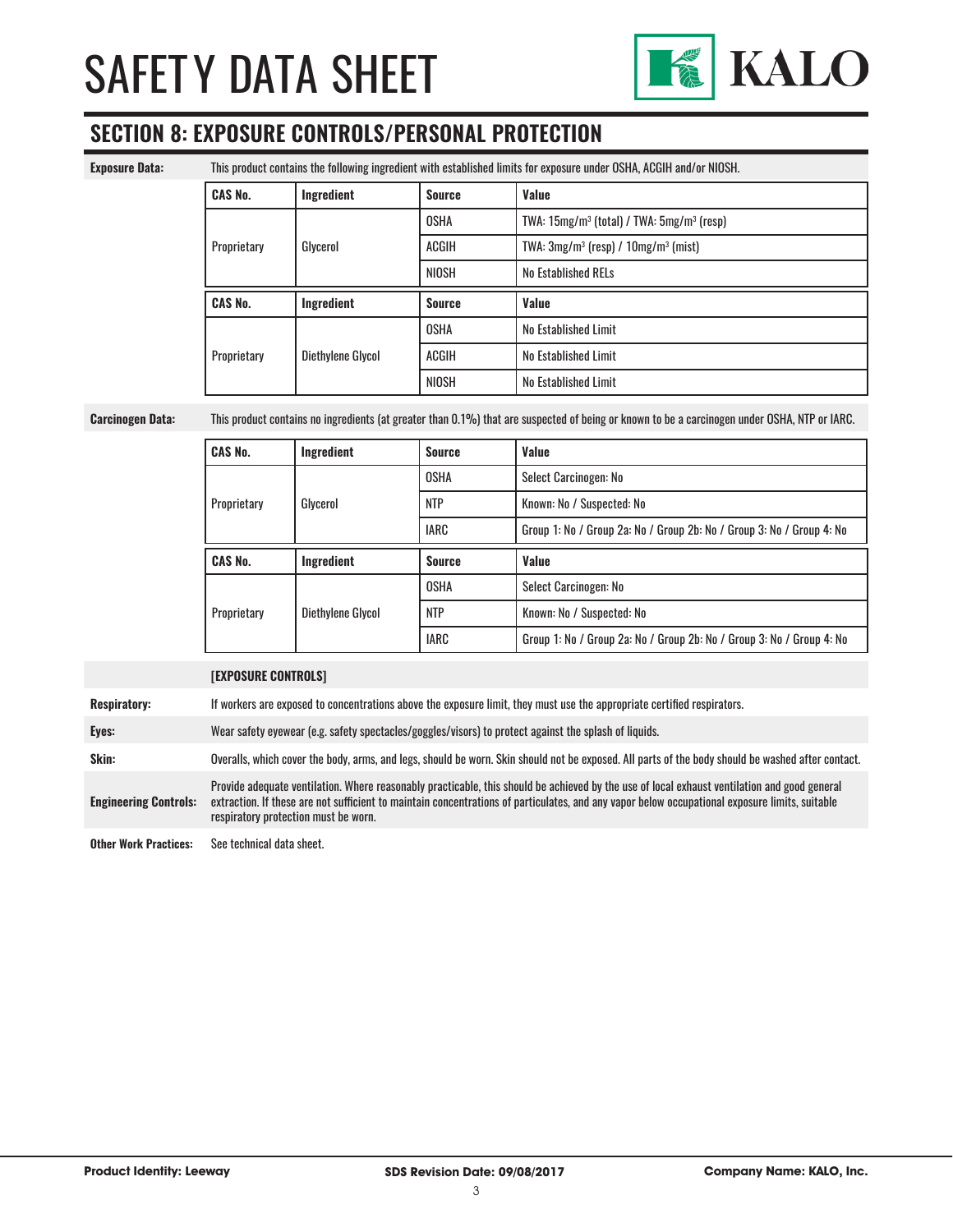## SECTION 8: EXPOSURE CONTROLS/PERSONAL PROTECTION

**Exposure Data:** This product contains the following ingredient with established limits for exposure under OSHA, ACGIH and/or NIOSH.

| CAS No. | Ingredient | Source | Value |
|---|---|---|---|
| Proprietary | Glycerol | OSHA | TWA: 15mg/m³ (total) / TWA: 5mg/m³ (resp) |
| | | ACGIH | TWA: 3mg/m³ (resp) / 10mg/m³ (mist) |
| | | NIOSH | No Established RELs |

| CAS No. | Ingredient | Source | Value |
|---|---|---|---|
| Proprietary | Diethylene Glycol | OSHA | No Established Limit |
| | | ACGIH | No Established Limit |
| | | NIOSH | No Established Limit |

**Carcinogen Data:** This product contains no ingredients (at greater than 0.1%) that are suspected of being or known to be a carcinogen under OSHA, NTP or IARC.

| CAS No. | Ingredient | Source | Value |
|---|---|---|---|
| Proprietary | Glycerol | OSHA | Select Carcinogen: No |
| | | NTP | Known: No / Suspected: No |
| | | IARC | Group 1: No / Group 2a: No / Group 2b: No / Group 3: No / Group 4: No |

| CAS No. | Ingredient | Source | Value |
|---|---|---|---|
| Proprietary | Diethylene Glycol | OSHA | Select Carcinogen: No |
| | | NTP | Known: No / Suspected: No |
| | | IARC | Group 1: No / Group 2a: No / Group 2b: No / Group 3: No / Group 4: No |

**[EXPOSURE CONTROLS]**

**Respiratory:** If workers are exposed to concentrations above the exposure limit, they must use the appropriate certified respirators.

**Eyes:** Wear safety eyewear (e.g. safety spectacles/goggles/visors) to protect against the splash of liquids.

**Skin:** Overalls, which cover the body, arms, and legs, should be worn. Skin should not be exposed. All parts of the body should be washed after contact.

**Engineering Controls:** Provide adequate ventilation. Where reasonably practicable, this should be achieved by the use of local exhaust ventilation and good general extraction. If these are not sufficient to maintain concentrations of particulates, and any vapor below occupational exposure limits, suitable respiratory protection must be worn.

**Other Work Practices:** See technical data sheet.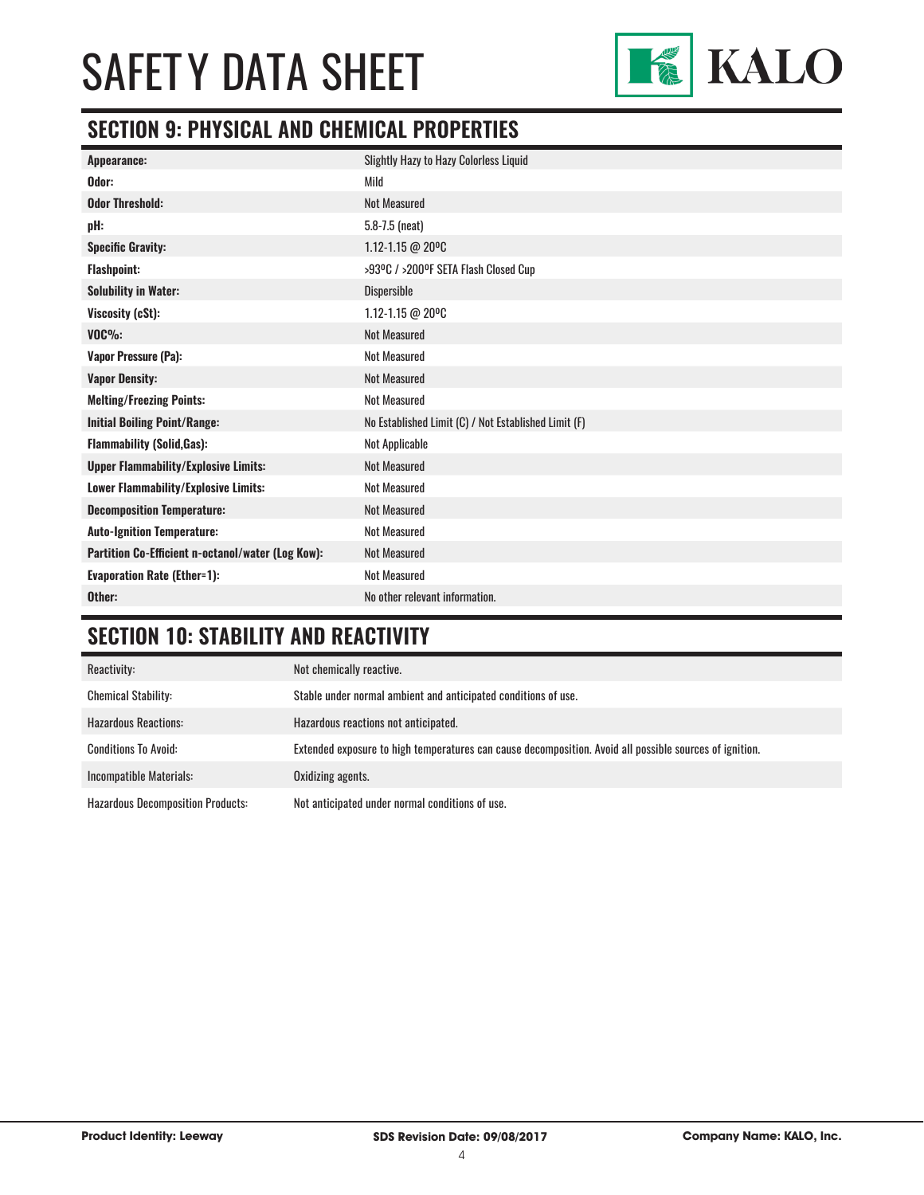## SECTION 9: PHYSICAL AND CHEMICAL PROPERTIES

| | |
|---|---|
| **Appearance:** | Slightly Hazy to Hazy Colorless Liquid |
| **Odor:** | Mild |
| **Odor Threshold:** | Not Measured |
| **pH:** | 5.8-7.5 (neat) |
| **Specific Gravity:** | 1.12-1.15 @ 20ºC |
| **Flashpoint:** | >93ºC / >200ºF SETA Flash Closed Cup |
| **Solubility in Water:** | Dispersible |
| **Viscosity (cSt):** | 1.12-1.15 @ 20ºC |
| **VOC%:** | Not Measured |
| **Vapor Pressure (Pa):** | Not Measured |
| **Vapor Density:** | Not Measured |
| **Melting/Freezing Points:** | Not Measured |
| **Initial Boiling Point/Range:** | No Established Limit (C) / Not Established Limit (F) |
| **Flammability (Solid,Gas):** | Not Applicable |
| **Upper Flammability/Explosive Limits:** | Not Measured |
| **Lower Flammability/Explosive Limits:** | Not Measured |
| **Decomposition Temperature:** | Not Measured |
| **Auto-Ignition Temperature:** | Not Measured |
| **Partition Co-Efficient n-octanol/water (Log Kow):** | Not Measured |
| **Evaporation Rate (Ether=1):** | Not Measured |
| **Other:** | No other relevant information. |

## SECTION 10: STABILITY AND REACTIVITY

| | |
|---|---|
| Reactivity: | Not chemically reactive. |
| Chemical Stability: | Stable under normal ambient and anticipated conditions of use. |
| Hazardous Reactions: | Hazardous reactions not anticipated. |
| Conditions To Avoid: | Extended exposure to high temperatures can cause decomposition. Avoid all possible sources of ignition. |
| Incompatible Materials: | Oxidizing agents. |
| Hazardous Decomposition Products: | Not anticipated under normal conditions of use. |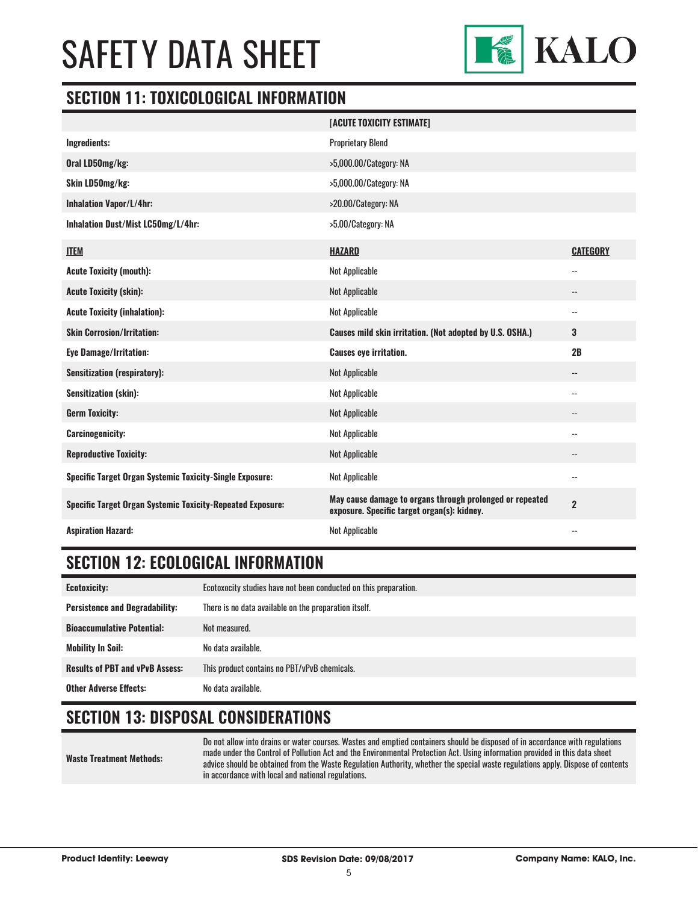## SECTION 11: TOXICOLOGICAL INFORMATION

| | [ACUTE TOXICITY ESTIMATE] | |
|---|---|---|
| **Ingredients:** | Proprietary Blend | |
| **Oral LD50mg/kg:** | >5,000.00/Category: NA | |
| **Skin LD50mg/kg:** | >5,000.00/Category: NA | |
| **Inhalation Vapor/L/4hr:** | >20.00/Category: NA | |
| **Inhalation Dust/Mist LC50mg/L/4hr:** | >5.00/Category: NA | |
| **ITEM** | **HAZARD** | **CATEGORY** |
| **Acute Toxicity (mouth):** | Not Applicable | -- |
| **Acute Toxicity (skin):** | Not Applicable | -- |
| **Acute Toxicity (inhalation):** | Not Applicable | -- |
| **Skin Corrosion/Irritation:** | **Causes mild skin irritation. (Not adopted by U.S. OSHA.)** | **3** |
| **Eye Damage/Irritation:** | **Causes eye irritation.** | **2B** |
| **Sensitization (respiratory):** | Not Applicable | -- |
| **Sensitization (skin):** | Not Applicable | -- |
| **Germ Toxicity:** | Not Applicable | -- |
| **Carcinogenicity:** | Not Applicable | -- |
| **Reproductive Toxicity:** | Not Applicable | -- |
| **Specific Target Organ Systemic Toxicity-Single Exposure:** | Not Applicable | -- |
| **Specific Target Organ Systemic Toxicity-Repeated Exposure:** | **May cause damage to organs through prolonged or repeated exposure. Specific target organ(s): kidney.** | **2** |
| **Aspiration Hazard:** | Not Applicable | -- |

## SECTION 12: ECOLOGICAL INFORMATION

| | |
|---|---|
| **Ecotoxicity:** | Ecotoxocity studies have not been conducted on this preparation. |
| **Persistence and Degradability:** | There is no data available on the preparation itself. |
| **Bioaccumulative Potential:** | Not measured. |
| **Mobility In Soil:** | No data available. |
| **Results of PBT and vPvB Assess:** | This product contains no PBT/vPvB chemicals. |
| **Other Adverse Effects:** | No data available. |

## SECTION 13: DISPOSAL CONSIDERATIONS

| | |
|---|---|
| **Waste Treatment Methods:** | Do not allow into drains or water courses. Wastes and emptied containers should be disposed of in accordance with regulations made under the Control of Pollution Act and the Environmental Protection Act. Using information provided in this data sheet advice should be obtained from the Waste Regulation Authority, whether the special waste regulations apply. Dispose of contents in accordance with local and national regulations. |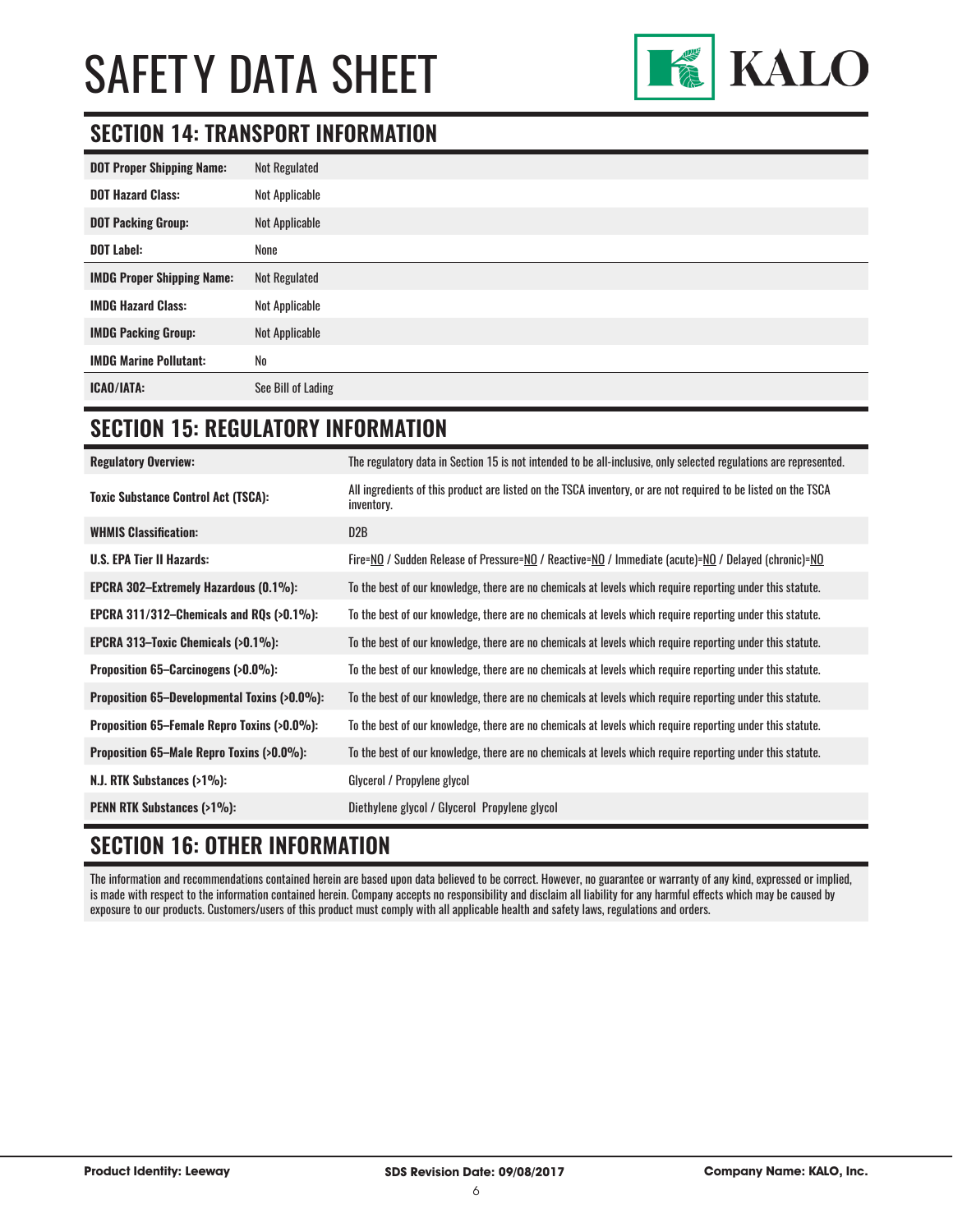# SAFETY DATA SHEET

## SECTION 14: TRANSPORT INFORMATION

| | |
|---|---|
| **DOT Proper Shipping Name:** | Not Regulated |
| **DOT Hazard Class:** | Not Applicable |
| **DOT Packing Group:** | Not Applicable |
| **DOT Label:** | None |
| **IMDG Proper Shipping Name:** | Not Regulated |
| **IMDG Hazard Class:** | Not Applicable |
| **IMDG Packing Group:** | Not Applicable |
| **IMDG Marine Pollutant:** | No |
| **ICAO/IATA:** | See Bill of Lading |

## SECTION 15: REGULATORY INFORMATION

| | |
|---|---|
| **Regulatory Overview:** | The regulatory data in Section 15 is not intended to be all-inclusive, only selected regulations are represented. |
| **Toxic Substance Control Act (TSCA):** | All ingredients of this product are listed on the TSCA inventory, or are not required to be listed on the TSCA inventory. |
| **WHMIS Classification:** | D2B |
| **U.S. EPA Tier II Hazards:** | Fire=NO / Sudden Release of Pressure=NO / Reactive=NO / Immediate (acute)=NO / Delayed (chronic)=NO |
| **EPCRA 302–Extremely Hazardous (0.1%):** | To the best of our knowledge, there are no chemicals at levels which require reporting under this statute. |
| **EPCRA 311/312–Chemicals and RQs (>0.1%):** | To the best of our knowledge, there are no chemicals at levels which require reporting under this statute. |
| **EPCRA 313–Toxic Chemicals (>0.1%):** | To the best of our knowledge, there are no chemicals at levels which require reporting under this statute. |
| **Proposition 65–Carcinogens (>0.0%):** | To the best of our knowledge, there are no chemicals at levels which require reporting under this statute. |
| **Proposition 65–Developmental Toxins (>0.0%):** | To the best of our knowledge, there are no chemicals at levels which require reporting under this statute. |
| **Proposition 65–Female Repro Toxins (>0.0%):** | To the best of our knowledge, there are no chemicals at levels which require reporting under this statute. |
| **Proposition 65–Male Repro Toxins (>0.0%):** | To the best of our knowledge, there are no chemicals at levels which require reporting under this statute. |
| **N.J. RTK Substances (>1%):** | Glycerol / Propylene glycol |
| **PENN RTK Substances (>1%):** | Diethylene glycol / Glycerol Propylene glycol |

## SECTION 16: OTHER INFORMATION

The information and recommendations contained herein are based upon data believed to be correct. However, no guarantee or warranty of any kind, expressed or implied, is made with respect to the information contained herein. Company accepts no responsibility and disclaim all liability for any harmful effects which may be caused by exposure to our products. Customers/users of this product must comply with all applicable health and safety laws, regulations and orders.

**Product Identity: Leeway** **SDS Revision Date: 09/08/2017** **Company Name: KALO, Inc.**